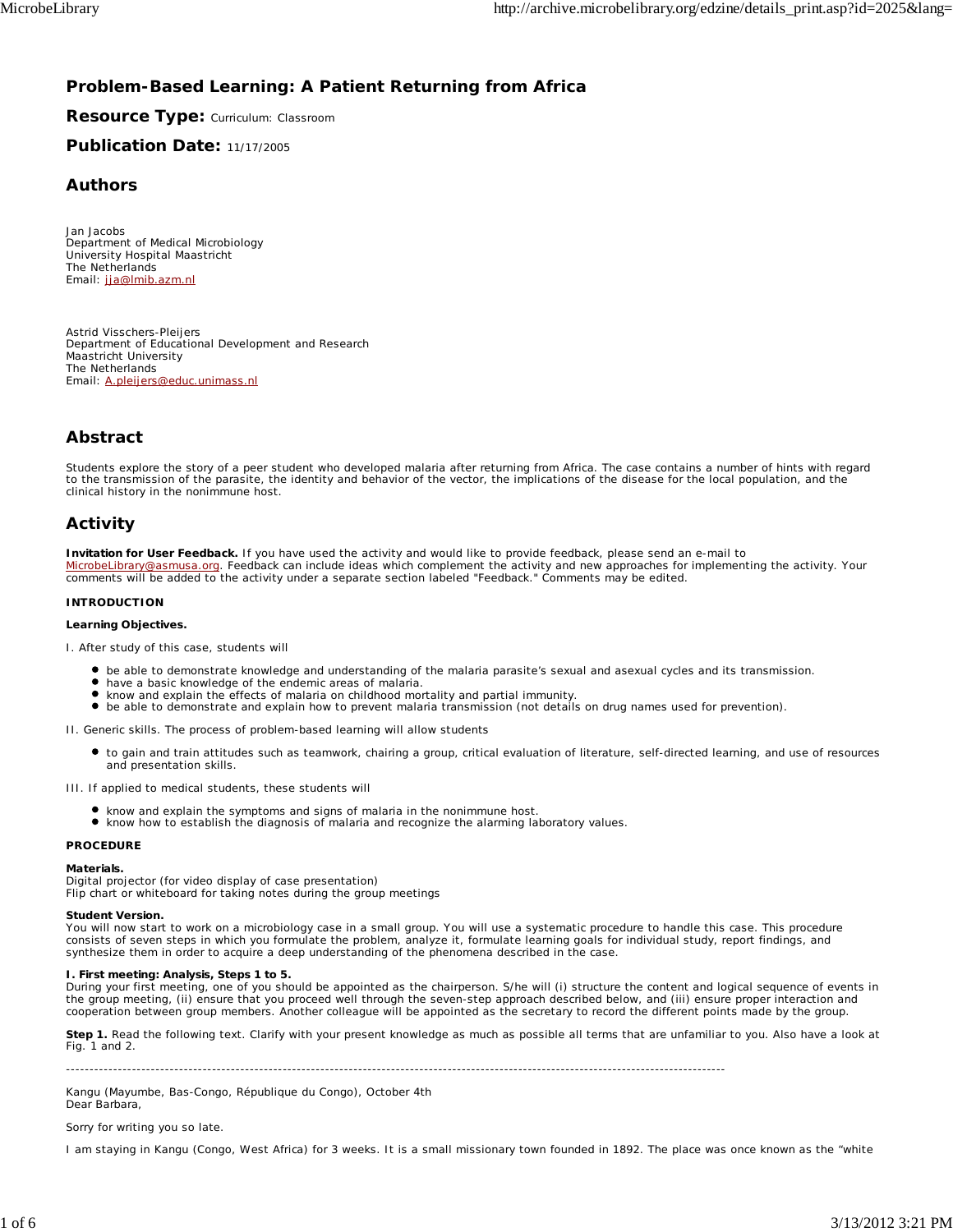# Problem-Based Learning: A Patient Returning from Africa

**Resource Type:** Curriculum: Classroom

**Publication Date:** 11/17/2005

## Authors

Jan Jacobs
Department of Medical Microbiology
University Hospital Maastricht
The Netherlands
Email: jja@lmib.azm.nl

Astrid Visschers-Pleijers
Department of Educational Development and Research
Maastricht University
The Netherlands
Email: A.pleijers@educ.unimass.nl

## Abstract

Students explore the story of a peer student who developed malaria after returning from Africa. The case contains a number of hints with regard to the transmission of the parasite, the identity and behavior of the vector, the implications of the disease for the local population, and the clinical history in the nonimmune host.

## Activity

**Invitation for User Feedback.** If you have used the activity and would like to provide feedback, please send an e-mail to MicrobeLibrary@asmusa.org. Feedback can include ideas which complement the activity and new approaches for implementing the activity. Your comments will be added to the activity under a separate section labeled "Feedback." Comments may be edited.

**INTRODUCTION**

**Learning Objectives.**

I. After study of this case, students will

- be able to demonstrate knowledge and understanding of the malaria parasite's sexual and asexual cycles and its transmission.
- have a basic knowledge of the endemic areas of malaria.
- know and explain the effects of malaria on childhood mortality and partial immunity.
- be able to demonstrate and explain how to prevent malaria transmission (not details on drug names used for prevention).

II. Generic skills. The process of problem-based learning will allow students

- to gain and train attitudes such as teamwork, chairing a group, critical evaluation of literature, self-directed learning, and use of resources and presentation skills.

III. If applied to medical students, these students will

- know and explain the symptoms and signs of malaria in the nonimmune host.
- know how to establish the diagnosis of malaria and recognize the alarming laboratory values.

**PROCEDURE**

**Materials.**
Digital projector (for video display of case presentation)
Flip chart or whiteboard for taking notes during the group meetings

**Student Version.**
You will now start to work on a microbiology case in a small group. You will use a systematic procedure to handle this case. This procedure consists of seven steps in which you formulate the problem, analyze it, formulate learning goals for individual study, report findings, and synthesize them in order to acquire a deep understanding of the phenomena described in the case.

**I. First meeting: Analysis, Steps 1 to 5.**
During your first meeting, one of you should be appointed as the chairperson. S/he will (i) structure the content and logical sequence of events in the group meeting, (ii) ensure that you proceed well through the seven-step approach described below, and (iii) ensure proper interaction and cooperation between group members. Another colleague will be appointed as the secretary to record the different points made by the group.

**Step 1.** Read the following text. Clarify with your present knowledge as much as possible all terms that are unfamiliar to you. Also have a look at Fig. 1 and 2.

---

Kangu (Mayumbe, Bas-Congo, République du Congo), October 4th
Dear Barbara,

Sorry for writing you so late.

I am staying in Kangu (Congo, West Africa) for 3 weeks. It is a small missionary town founded in 1892. The place was once known as the "white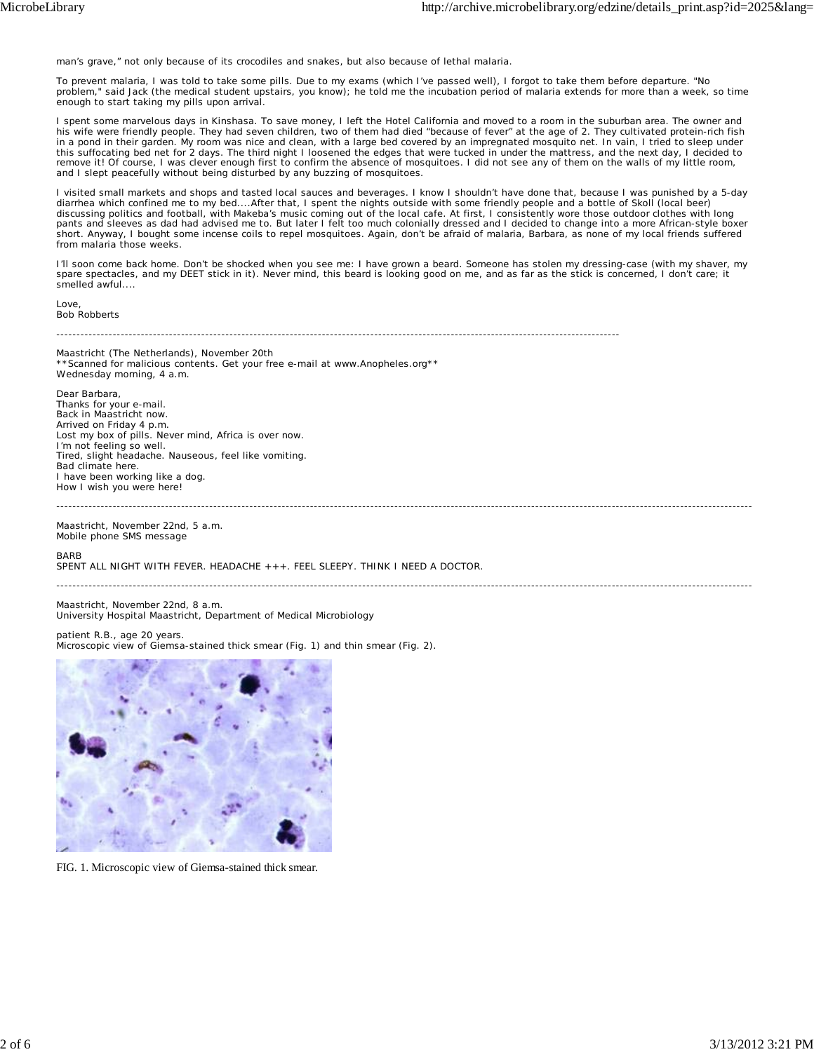man's grave," not only because of its crocodiles and snakes, but also because of lethal malaria.

To prevent malaria, I was told to take some pills. Due to my exams (which I've passed well), I forgot to take them before departure. "No problem," said Jack (the medical student upstairs, you know); he told me the incubation period of malaria extends for more than a week, so time enough to start taking my pills upon arrival.

I spent some marvelous days in Kinshasa. To save money, I left the Hotel California and moved to a room in the suburban area. The owner and his wife were friendly people. They had seven children, two of them had died "because of fever" at the age of 2. They cultivated protein-rich fish in a pond in their garden. My room was nice and clean, with a large bed covered by an impregnated mosquito net. In vain, I tried to sleep under this suffocating bed net for 2 days. The third night I loosened the edges that were tucked in under the mattress, and the next day, I decided to remove it! Of course, I was clever enough first to confirm the absence of mosquitoes. I did not see any of them on the walls of my little room, and I slept peacefully without being disturbed by any buzzing of mosquitoes.

I visited small markets and shops and tasted local sauces and beverages. I know I shouldn't have done that, because I was punished by a 5-day diarrhea which confined me to my bed....After that, I spent the nights outside with some friendly people and a bottle of Skoll (local beer) discussing politics and football, with Makeba's music coming out of the local cafe. At first, I consistently wore those outdoor clothes with long pants and sleeves as dad had advised me to. But later I felt too much colonially dressed and I decided to change into a more African-style boxer short. Anyway, I bought some incense coils to repel mosquitoes. Again, don't be afraid of malaria, Barbara, as none of my local friends suffered from malaria those weeks.

I'll soon come back home. Don't be shocked when you see me: I have grown a beard. Someone has stolen my dressing-case (with my shaver, my spare spectacles, and my DEET stick in it). Never mind, this beard is looking good on me, and as far as the stick is concerned, I don't care; it smelled awful....

Love,
Bob Robberts

---

Maastricht (The Netherlands), November 20th
**Scanned for malicious contents. Get your free e-mail at www.Anopheles.org**
Wednesday morning, 4 a.m.

Dear Barbara,
Thanks for your e-mail.
Back in Maastricht now.
Arrived on Friday 4 p.m.
Lost my box of pills. Never mind, Africa is over now.
I'm not feeling so well.
Tired, slight headache. Nauseous, feel like vomiting.
Bad climate here.
I have been working like a dog.
How I wish you were here!

---

Maastricht, November 22nd, 5 a.m.
Mobile phone SMS message

BARB
SPENT ALL NIGHT WITH FEVER. HEADACHE +++. FEEL SLEEPY. THINK I NEED A DOCTOR.

---

Maastricht, November 22nd, 8 a.m.
University Hospital Maastricht, Department of Medical Microbiology

patient R.B., age 20 years.
Microscopic view of Giemsa-stained thick smear (Fig. 1) and thin smear (Fig. 2).

FIG. 1. Microscopic view of Giemsa-stained thick smear.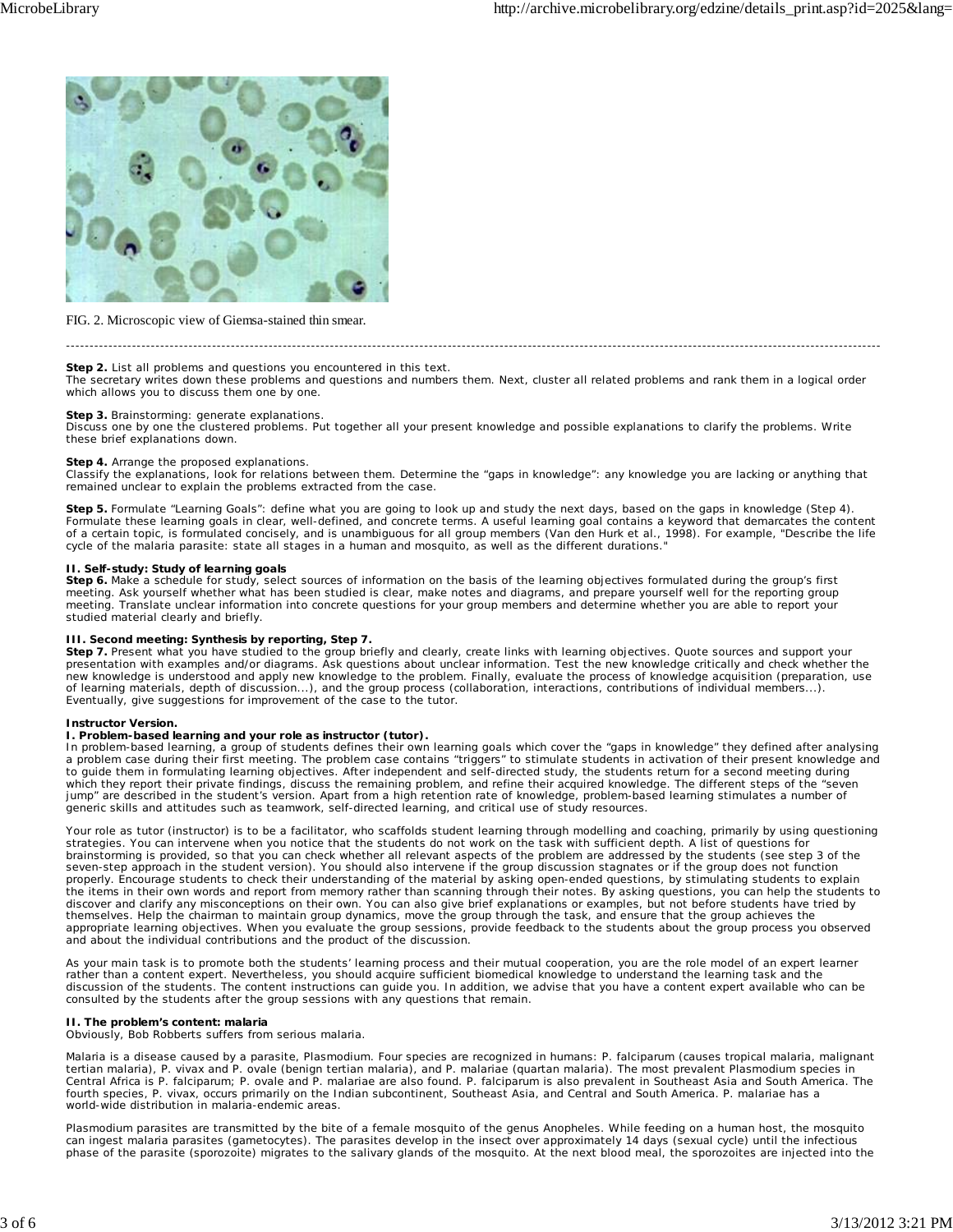FIG. 2. Microscopic view of Giemsa-stained thin smear.

---

**Step 2.** List all problems and questions you encountered in this text.
The secretary writes down these problems and questions and numbers them. Next, cluster all related problems and rank them in a logical order which allows you to discuss them one by one.

**Step 3.** Brainstorming: generate explanations.
Discuss one by one the clustered problems. Put together all your present knowledge and possible explanations to clarify the problems. Write these brief explanations down.

**Step 4.** Arrange the proposed explanations.
Classify the explanations, look for relations between them. Determine the "gaps in knowledge": any knowledge you are lacking or anything that remained unclear to explain the problems extracted from the case.

**Step 5.** Formulate "Learning Goals": define what you are going to look up and study the next days, based on the gaps in knowledge (Step 4). Formulate these learning goals in clear, well-defined, and concrete terms. A useful learning goal contains a keyword that demarcates the content of a certain topic, is formulated concisely, and is unambiguous for all group members (Van den Hurk et al., 1998). For example, "Describe the life cycle of the malaria parasite: state all stages in a human and mosquito, as well as the different durations."

**II. Self-study: Study of learning goals**
**Step 6.** Make a schedule for study, select sources of information on the basis of the learning objectives formulated during the group's first meeting. Ask yourself whether what has been studied is clear, make notes and diagrams, and prepare yourself well for the reporting group meeting. Translate unclear information into concrete questions for your group members and determine whether you are able to report your studied material clearly and briefly.

**III. Second meeting: Synthesis by reporting, Step 7.**
**Step 7.** Present what you have studied to the group briefly and clearly, create links with learning objectives. Quote sources and support your presentation with examples and/or diagrams. Ask questions about unclear information. Test the new knowledge critically and check whether the new knowledge is understood and apply new knowledge to the problem. Finally, evaluate the process of knowledge acquisition (preparation, use of learning materials, depth of discussion...), and the group process (collaboration, interactions, contributions of individual members...). Eventually, give suggestions for improvement of the case to the tutor.

**Instructor Version.**
**I. Problem-based learning and your role as instructor (tutor).**
In problem-based learning, a group of students defines their own learning goals which cover the "gaps in knowledge" they defined after analysing a problem case during their first meeting. The problem case contains "triggers" to stimulate students in activation of their present knowledge and to guide them in formulating learning objectives. After independent and self-directed study, the students return for a second meeting during which they report their private findings, discuss the remaining problem, and refine their acquired knowledge. The different steps of the "seven jump" are described in the student's version. Apart from a high retention rate of knowledge, problem-based learning stimulates a number of generic skills and attitudes such as teamwork, self-directed learning, and critical use of study resources.

Your role as tutor (instructor) is to be a facilitator, who scaffolds student learning through modelling and coaching, primarily by using questioning strategies. You can intervene when you notice that the students do not work on the task with sufficient depth. A list of questions for brainstorming is provided, so that you can check whether all relevant aspects of the problem are addressed by the students (see step 3 of the seven-step approach in the student version). You should also intervene if the group discussion stagnates or if the group does not function properly. Encourage students to check their understanding of the material by asking open-ended questions, by stimulating students to explain the items in their own words and report from memory rather than scanning through their notes. By asking questions, you can help the students to discover and clarify any misconceptions on their own. You can also give brief explanations or examples, but not before students have tried by themselves. Help the chairman to maintain group dynamics, move the group through the task, and ensure that the group achieves the appropriate learning objectives. When you evaluate the group sessions, provide feedback to the students about the group process you observed and about the individual contributions and the product of the discussion.

As your main task is to promote both the students' learning process and their mutual cooperation, you are the role model of an expert learner rather than a content expert. Nevertheless, you should acquire sufficient biomedical knowledge to understand the learning task and the discussion of the students. The content instructions can guide you. In addition, we advise that you have a content expert available who can be consulted by the students after the group sessions with any questions that remain.

**II. The problem's content: malaria**
Obviously, Bob Robberts suffers from serious malaria.

Malaria is a disease caused by a parasite, Plasmodium. Four species are recognized in humans: P. falciparum (causes tropical malaria, malignant tertian malaria), P. vivax and P. ovale (benign tertian malaria), and P. malariae (quartan malaria). The most prevalent Plasmodium species in Central Africa is P. falciparum; P. ovale and P. malariae are also found. P. falciparum is also prevalent in Southeast Asia and South America. The fourth species, P. vivax, occurs primarily on the Indian subcontinent, Southeast Asia, and Central and South America. P. malariae has a world-wide distribution in malaria-endemic areas.

Plasmodium parasites are transmitted by the bite of a female mosquito of the genus Anopheles. While feeding on a human host, the mosquito can ingest malaria parasites (gametocytes). The parasites develop in the insect over approximately 14 days (sexual cycle) until the infectious phase of the parasite (sporozoite) migrates to the salivary glands of the mosquito. At the next blood meal, the sporozoites are injected into the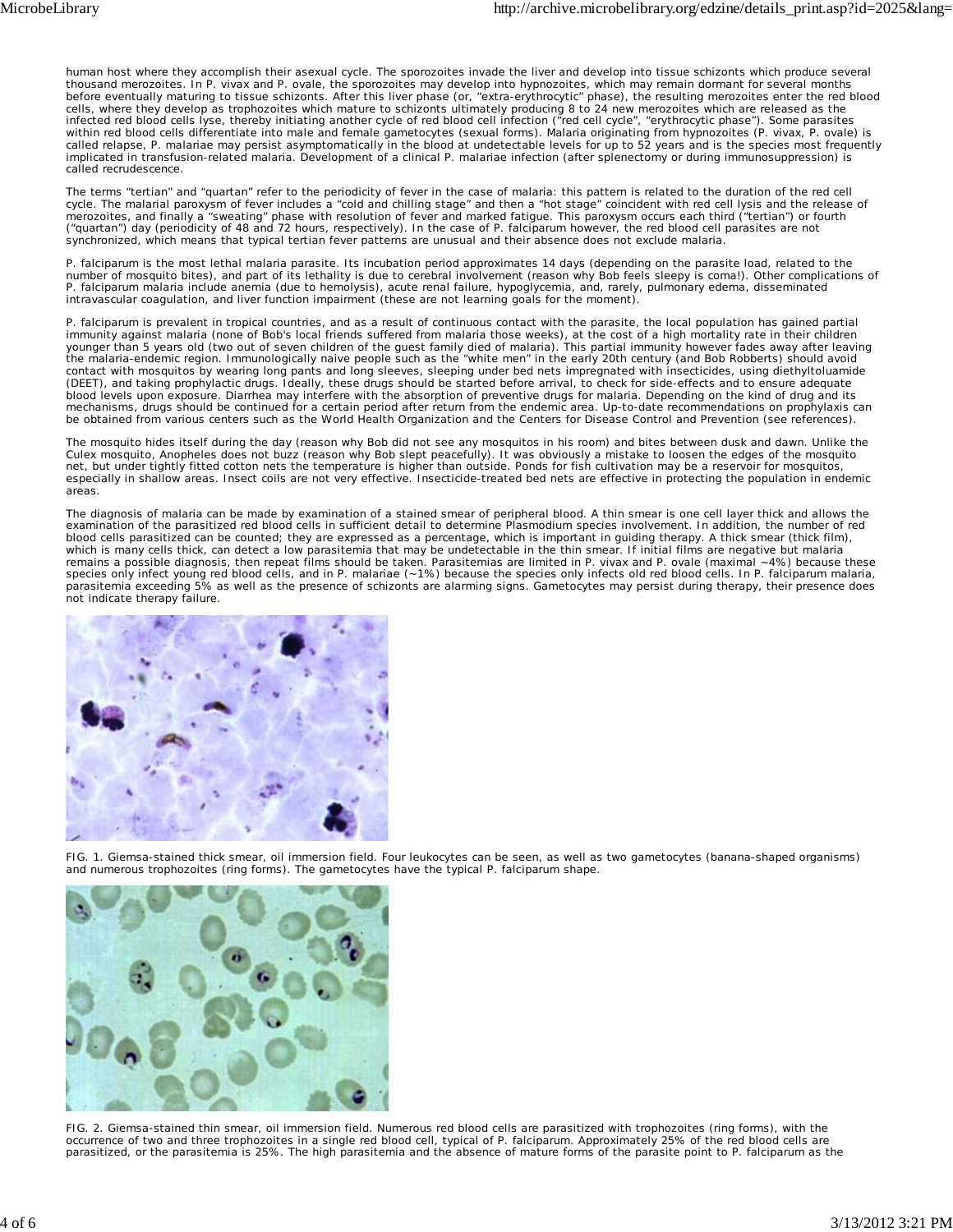human host where they accomplish their asexual cycle. The sporozoites invade the liver and develop into tissue schizonts which produce several thousand merozoites. In P. vivax and P. ovale, the sporozoites may develop into hypnozoites, which may remain dormant for several months before eventually maturing to tissue schizonts. After this liver phase (or, "extra-erythrocytic" phase), the resulting merozoites enter the red blood cells, where they develop as trophozoites which mature to schizonts ultimately producing 8 to 24 new merozoites which are released as the infected red blood cells lyse, thereby initiating another cycle of red blood cell infection ("red cell cycle", "erythrocytic phase"). Some parasites within red blood cells differentiate into male and female gametocytes (sexual forms). Malaria originating from hypnozoites (P. vivax, P. ovale) is called relapse, P. malariae may persist asymptomatically in the blood at undetectable levels for up to 52 years and is the species most frequently implicated in transfusion-related malaria. Development of a clinical P. malariae infection (after splenectomy or during immunosuppression) is called recrudescence.

The terms "tertian" and "quartan" refer to the periodicity of fever in the case of malaria: this pattern is related to the duration of the red cell cycle. The malarial paroxysm of fever includes a "cold and chilling stage" and then a "hot stage" coincident with red cell lysis and the release of merozoites, and finally a "sweating" phase with resolution of fever and marked fatigue. This paroxysm occurs each third ("tertian") or fourth ("quartan") day (periodicity of 48 and 72 hours, respectively). In the case of P. falciparum however, the red blood cell parasites are not synchronized, which means that typical tertian fever patterns are unusual and their absence does not exclude malaria.

P. falciparum is the most lethal malaria parasite. Its incubation period approximates 14 days (depending on the parasite load, related to the number of mosquito bites), and part of its lethality is due to cerebral involvement (reason why Bob feels sleepy is coma!). Other complications of P. falciparum malaria include anemia (due to hemolysis), acute renal failure, hypoglycemia, and, rarely, pulmonary edema, disseminated intravascular coagulation, and liver function impairment (these are not learning goals for the moment).

P. falciparum is prevalent in tropical countries, and as a result of continuous contact with the parasite, the local population has gained partial immunity against malaria (none of Bob's local friends suffered from malaria those weeks), at the cost of a high mortality rate in their children younger than 5 years old (two out of seven children of the guest family died of malaria). This partial immunity however fades away after leaving the malaria-endemic region. Immunologically naive people such as the "white men" in the early 20th century (and Bob Robberts) should avoid contact with mosquitos by wearing long pants and long sleeves, sleeping under bed nets impregnated with insecticides, using diethyltoluamide (DEET), and taking prophylactic drugs. Ideally, these drugs should be started before arrival, to check for side-effects and to ensure adequate blood levels upon exposure. Diarrhea may interfere with the absorption of preventive drugs for malaria. Depending on the kind of drug and its mechanisms, drugs should be continued for a certain period after return from the endemic area. Up-to-date recommendations on prophylaxis can be obtained from various centers such as the World Health Organization and the Centers for Disease Control and Prevention (see references).

The mosquito hides itself during the day (reason why Bob did not see any mosquitos in his room) and bites between dusk and dawn. Unlike the Culex mosquito, Anopheles does not buzz (reason why Bob slept peacefully). It was obviously a mistake to loosen the edges of the mosquito net, but under tightly fitted cotton nets the temperature is higher than outside. Ponds for fish cultivation may be a reservoir for mosquitos, especially in shallow areas. Insect coils are not very effective. Insecticide-treated bed nets are effective in protecting the population in endemic areas.

The diagnosis of malaria can be made by examination of a stained smear of peripheral blood. A thin smear is one cell layer thick and allows the examination of the parasitized red blood cells in sufficient detail to determine Plasmodium species involvement. In addition, the number of red blood cells parasitized can be counted; they are expressed as a percentage, which is important in guiding therapy. A thick smear (thick film), which is many cells thick, can detect a low parasitemia that may be undetectable in the thin smear. If initial films are negative but malaria remains a possible diagnosis, then repeat films should be taken. Parasitemias are limited in P. vivax and P. ovale (maximal ~4%) because these species only infect young red blood cells, and in P. malariae (~1%) because the species only infects old red blood cells. In P. falciparum malaria, parasitemia exceeding 5% as well as the presence of schizonts are alarming signs. Gametocytes may persist during therapy, their presence does not indicate therapy failure.

FIG. 1. Giemsa-stained thick smear, oil immersion field. Four leukocytes can be seen, as well as two gametocytes (banana-shaped organisms) and numerous trophozoites (ring forms). The gametocytes have the typical P. falciparum shape.

FIG. 2. Giemsa-stained thin smear, oil immersion field. Numerous red blood cells are parasitized with trophozoites (ring forms), with the occurrence of two and three trophozoites in a single red blood cell, typical of P. falciparum. Approximately 25% of the red blood cells are parasitized, or the parasitemia is 25%. The high parasitemia and the absence of mature forms of the parasite point to P. falciparum as the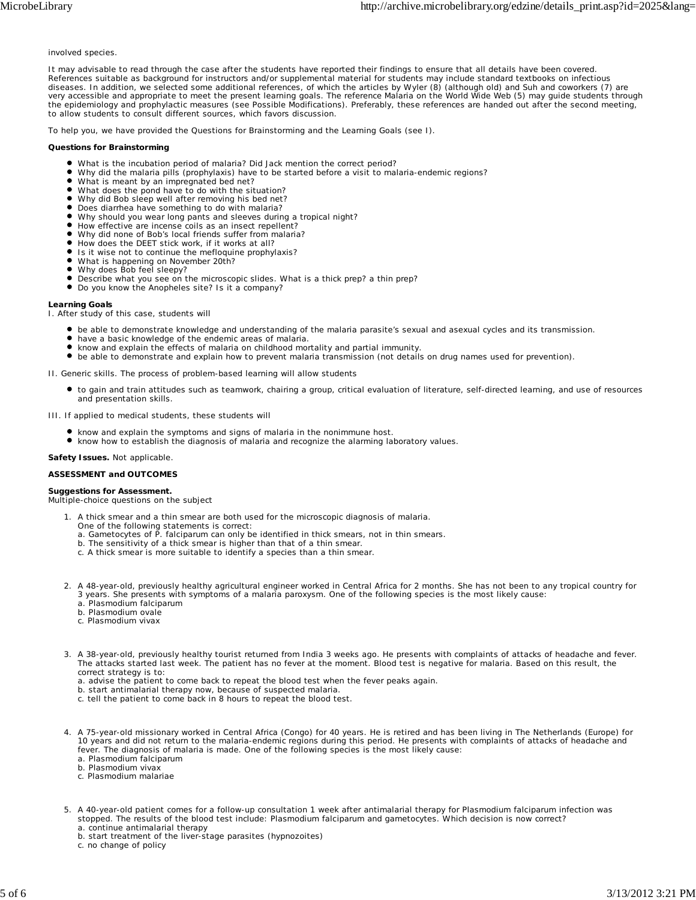involved species.

It may advisable to read through the case after the students have reported their findings to ensure that all details have been covered. References suitable as background for instructors and/or supplemental material for students may include standard textbooks on infectious diseases. In addition, we selected some additional references, of which the articles by Wyler (8) (although old) and Suh and coworkers (7) are very accessible and appropriate to meet the present learning goals. The reference Malaria on the World Wide Web (5) may guide students through the epidemiology and prophylactic measures (see Possible Modifications). Preferably, these references are handed out after the second meeting, to allow students to consult different sources, which favors discussion.

To help you, we have provided the Questions for Brainstorming and the Learning Goals (see I).

**Questions for Brainstorming**

- What is the incubation period of malaria? Did Jack mention the correct period?
- Why did the malaria pills (prophylaxis) have to be started before a visit to malaria-endemic regions?
- What is meant by an impregnated bed net?
- What does the pond have to do with the situation?
- Why did Bob sleep well after removing his bed net?
- Does diarrhea have something to do with malaria?
- Why should you wear long pants and sleeves during a tropical night?
- How effective are incense coils as an insect repellent?
- Why did none of Bob's local friends suffer from malaria?
- How does the DEET stick work, if it works at all?
- Is it wise not to continue the mefloquine prophylaxis?
- What is happening on November 20th?
- Why does Bob feel sleepy?
- Describe what you see on the microscopic slides. What is a thick prep? a thin prep?
- Do you know the Anopheles site? Is it a company?

**Learning Goals**
I. After study of this case, students will

- be able to demonstrate knowledge and understanding of the malaria parasite's sexual and asexual cycles and its transmission.
- have a basic knowledge of the endemic areas of malaria.
- know and explain the effects of malaria on childhood mortality and partial immunity.
- be able to demonstrate and explain how to prevent malaria transmission (not details on drug names used for prevention).

II. Generic skills. The process of problem-based learning will allow students

- to gain and train attitudes such as teamwork, chairing a group, critical evaluation of literature, self-directed learning, and use of resources and presentation skills.

III. If applied to medical students, these students will

- know and explain the symptoms and signs of malaria in the nonimmune host.
- know how to establish the diagnosis of malaria and recognize the alarming laboratory values.

**Safety Issues.** Not applicable.

**ASSESSMENT and OUTCOMES**

**Suggestions for Assessment.**
Multiple-choice questions on the subject

1. A thick smear and a thin smear are both used for the microscopic diagnosis of malaria.
   One of the following statements is correct:
   a. Gametocytes of P. falciparum can only be identified in thick smears, not in thin smears.
   b. The sensitivity of a thick smear is higher than that of a thin smear.
   c. A thick smear is more suitable to identify a species than a thin smear.

2. A 48-year-old, previously healthy agricultural engineer worked in Central Africa for 2 months. She has not been to any tropical country for 3 years. She presents with symptoms of a malaria paroxysm. One of the following species is the most likely cause:
   a. Plasmodium falciparum
   b. Plasmodium ovale
   c. Plasmodium vivax

3. A 38-year-old, previously healthy tourist returned from India 3 weeks ago. He presents with complaints of attacks of headache and fever. The attacks started last week. The patient has no fever at the moment. Blood test is negative for malaria. Based on this result, the correct strategy is to:
   a. advise the patient to come back to repeat the blood test when the fever peaks again.
   b. start antimalarial therapy now, because of suspected malaria.
   c. tell the patient to come back in 8 hours to repeat the blood test.

4. A 75-year-old missionary worked in Central Africa (Congo) for 40 years. He is retired and has been living in The Netherlands (Europe) for 10 years and did not return to the malaria-endemic regions during this period. He presents with complaints of attacks of headache and fever. The diagnosis of malaria is made. One of the following species is the most likely cause:
   a. Plasmodium falciparum
   b. Plasmodium vivax
   c. Plasmodium malariae

5. A 40-year-old patient comes for a follow-up consultation 1 week after antimalarial therapy for Plasmodium falciparum infection was stopped. The results of the blood test include: Plasmodium falciparum and gametocytes. Which decision is now correct?
   a. continue antimalarial therapy
   b. start treatment of the liver-stage parasites (hypnozoites)
   c. no change of policy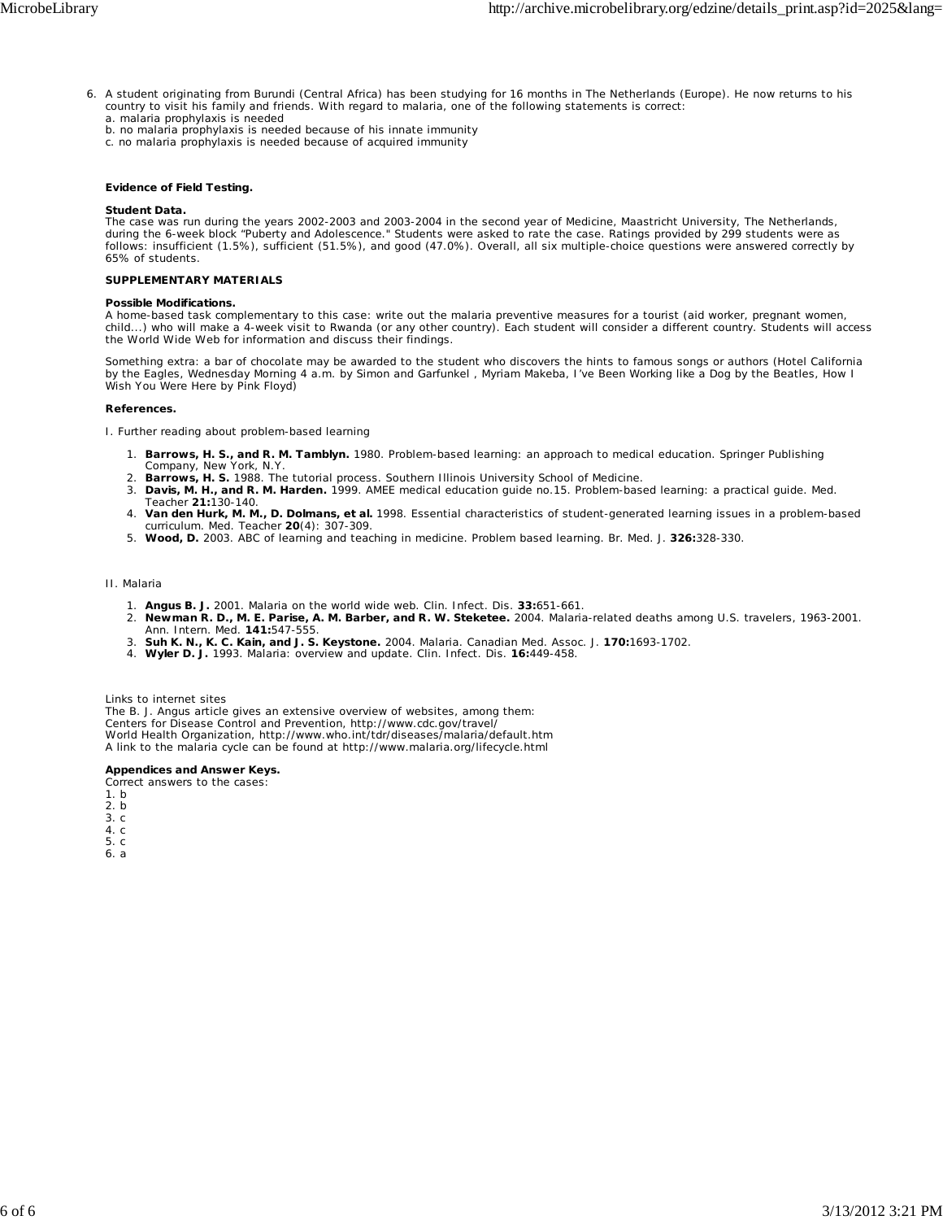6. A student originating from Burundi (Central Africa) has been studying for 16 months in The Netherlands (Europe). He now returns to his country to visit his family and friends. With regard to malaria, one of the following statements is correct:
   a. malaria prophylaxis is needed
   b. no malaria prophylaxis is needed because of his innate immunity
   c. no malaria prophylaxis is needed because of acquired immunity

**Evidence of Field Testing.**

**Student Data.**
The case was run during the years 2002-2003 and 2003-2004 in the second year of Medicine, Maastricht University, The Netherlands, during the 6-week block "Puberty and Adolescence." Students were asked to rate the case. Ratings provided by 299 students were as follows: insufficient (1.5%), sufficient (51.5%), and good (47.0%). Overall, all six multiple-choice questions were answered correctly by 65% of students.

**SUPPLEMENTARY MATERIALS**

**Possible Modifications.**
A home-based task complementary to this case: write out the malaria preventive measures for a tourist (aid worker, pregnant women, child...) who will make a 4-week visit to Rwanda (or any other country). Each student will consider a different country. Students will access the World Wide Web for information and discuss their findings.

Something extra: a bar of chocolate may be awarded to the student who discovers the hints to famous songs or authors (Hotel California by the Eagles, Wednesday Morning 4 a.m. by Simon and Garfunkel , Myriam Makeba, I've Been Working like a Dog by the Beatles, How I Wish You Were Here by Pink Floyd)

**References.**

I. Further reading about problem-based learning

1. **Barrows, H. S., and R. M. Tamblyn.** 1980. Problem-based learning: an approach to medical education. Springer Publishing Company, New York, N.Y.
2. **Barrows, H. S.** 1988. The tutorial process. Southern Illinois University School of Medicine.
3. **Davis, M. H., and R. M. Harden.** 1999. AMEE medical education guide no.15. Problem-based learning: a practical guide. Med. Teacher **21:**130-140.
4. **Van den Hurk, M. M., D. Dolmans, et al.** 1998. Essential characteristics of student-generated learning issues in a problem-based curriculum. Med. Teacher **20**(4): 307-309.
5. **Wood, D.** 2003. ABC of learning and teaching in medicine. Problem based learning. Br. Med. J. **326:**328-330.

II. Malaria

1. **Angus B. J.** 2001. Malaria on the world wide web. Clin. Infect. Dis. **33:**651-661.
2. **Newman R. D., M. E. Parise, A. M. Barber, and R. W. Steketee.** 2004. Malaria-related deaths among U.S. travelers, 1963-2001. Ann. Intern. Med. **141:**547-555.
3. **Suh K. N., K. C. Kain, and J. S. Keystone.** 2004. Malaria. Canadian Med. Assoc. J. **170:**1693-1702.
4. **Wyler D. J.** 1993. Malaria: overview and update. Clin. Infect. Dis. **16:**449-458.

Links to internet sites
The B. J. Angus article gives an extensive overview of websites, among them:
Centers for Disease Control and Prevention, http://www.cdc.gov/travel/
World Health Organization, http://www.who.int/tdr/diseases/malaria/default.htm
A link to the malaria cycle can be found at http://www.malaria.org/lifecycle.html

**Appendices and Answer Keys.**
Correct answers to the cases:
1. b
2. b
3. c
4. c
5. c
6. a